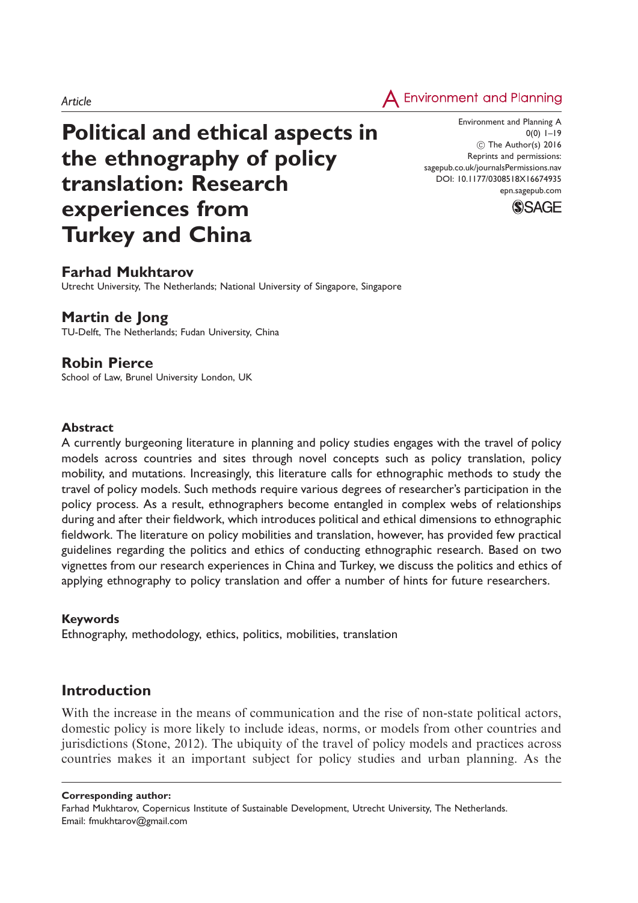Article

# Political and ethical aspects in the ethnography of policy translation: Research experiences from Turkey and China

Environment and Planning A
0(0) 1–19
© The Author(s) 2016
Reprints and permissions: sagepub.co.uk/journalsPermissions.nav
DOI: 10.1177/0308518X16674935
epn.sagepub.com

**Farhad Mukhtarov**
Utrecht University, The Netherlands; National University of Singapore, Singapore

**Martin de Jong**
TU-Delft, The Netherlands; Fudan University, China

**Robin Pierce**
School of Law, Brunel University London, UK

## Abstract

A currently burgeoning literature in planning and policy studies engages with the travel of policy models across countries and sites through novel concepts such as policy translation, policy mobility, and mutations. Increasingly, this literature calls for ethnographic methods to study the travel of policy models. Such methods require various degrees of researcher's participation in the policy process. As a result, ethnographers become entangled in complex webs of relationships during and after their fieldwork, which introduces political and ethical dimensions to ethnographic fieldwork. The literature on policy mobilities and translation, however, has provided few practical guidelines regarding the politics and ethics of conducting ethnographic research. Based on two vignettes from our research experiences in China and Turkey, we discuss the politics and ethics of applying ethnography to policy translation and offer a number of hints for future researchers.

## Keywords

Ethnography, methodology, ethics, politics, mobilities, translation

## Introduction

With the increase in the means of communication and the rise of non-state political actors, domestic policy is more likely to include ideas, norms, or models from other countries and jurisdictions (Stone, 2012). The ubiquity of the travel of policy models and practices across countries makes it an important subject for policy studies and urban planning. As the

**Corresponding author:**
Farhad Mukhtarov, Copernicus Institute of Sustainable Development, Utrecht University, The Netherlands.
Email: fmukhtarov@gmail.com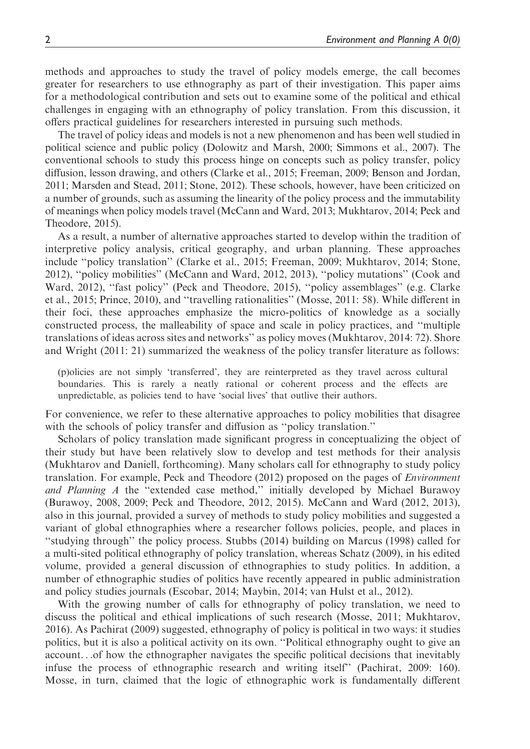methods and approaches to study the travel of policy models emerge, the call becomes greater for researchers to use ethnography as part of their investigation. This paper aims for a methodological contribution and sets out to examine some of the political and ethical challenges in engaging with an ethnography of policy translation. From this discussion, it offers practical guidelines for researchers interested in pursuing such methods.

The travel of policy ideas and models is not a new phenomenon and has been well studied in political science and public policy (Dolowitz and Marsh, 2000; Simmons et al., 2007). The conventional schools to study this process hinge on concepts such as policy transfer, policy diffusion, lesson drawing, and others (Clarke et al., 2015; Freeman, 2009; Benson and Jordan, 2011; Marsden and Stead, 2011; Stone, 2012). These schools, however, have been criticized on a number of grounds, such as assuming the linearity of the policy process and the immutability of meanings when policy models travel (McCann and Ward, 2013; Mukhtarov, 2014; Peck and Theodore, 2015).

As a result, a number of alternative approaches started to develop within the tradition of interpretive policy analysis, critical geography, and urban planning. These approaches include "policy translation" (Clarke et al., 2015; Freeman, 2009; Mukhtarov, 2014; Stone, 2012), "policy mobilities" (McCann and Ward, 2012, 2013), "policy mutations" (Cook and Ward, 2012), "fast policy" (Peck and Theodore, 2015), "policy assemblages" (e.g. Clarke et al., 2015; Prince, 2010), and "travelling rationalities" (Mosse, 2011: 58). While different in their foci, these approaches emphasize the micro-politics of knowledge as a socially constructed process, the malleability of space and scale in policy practices, and "multiple translations of ideas across sites and networks" as policy moves (Mukhtarov, 2014: 72). Shore and Wright (2011: 21) summarized the weakness of the policy transfer literature as follows:

> (p)olicies are not simply 'transferred', they are reinterpreted as they travel across cultural boundaries. This is rarely a neatly rational or coherent process and the effects are unpredictable, as policies tend to have 'social lives' that outlive their authors.

For convenience, we refer to these alternative approaches to policy mobilities that disagree with the schools of policy transfer and diffusion as "policy translation."

Scholars of policy translation made significant progress in conceptualizing the object of their study but have been relatively slow to develop and test methods for their analysis (Mukhtarov and Daniell, forthcoming). Many scholars call for ethnography to study policy translation. For example, Peck and Theodore (2012) proposed on the pages of *Environment and Planning A* the "extended case method," initially developed by Michael Burawoy (Burawoy, 2008, 2009; Peck and Theodore, 2012, 2015). McCann and Ward (2012, 2013), also in this journal, provided a survey of methods to study policy mobilities and suggested a variant of global ethnographies where a researcher follows policies, people, and places in "studying through" the policy process. Stubbs (2014) building on Marcus (1998) called for a multi-sited political ethnography of policy translation, whereas Schatz (2009), in his edited volume, provided a general discussion of ethnographies to study politics. In addition, a number of ethnographic studies of politics have recently appeared in public administration and policy studies journals (Escobar, 2014; Maybin, 2014; van Hulst et al., 2012).

With the growing number of calls for ethnography of policy translation, we need to discuss the political and ethical implications of such research (Mosse, 2011; Mukhtarov, 2016). As Pachirat (2009) suggested, ethnography of policy is political in two ways: it studies politics, but it is also a political activity on its own. "Political ethnography ought to give an account...of how the ethnographer navigates the specific political decisions that inevitably infuse the process of ethnographic research and writing itself" (Pachirat, 2009: 160). Mosse, in turn, claimed that the logic of ethnographic work is fundamentally different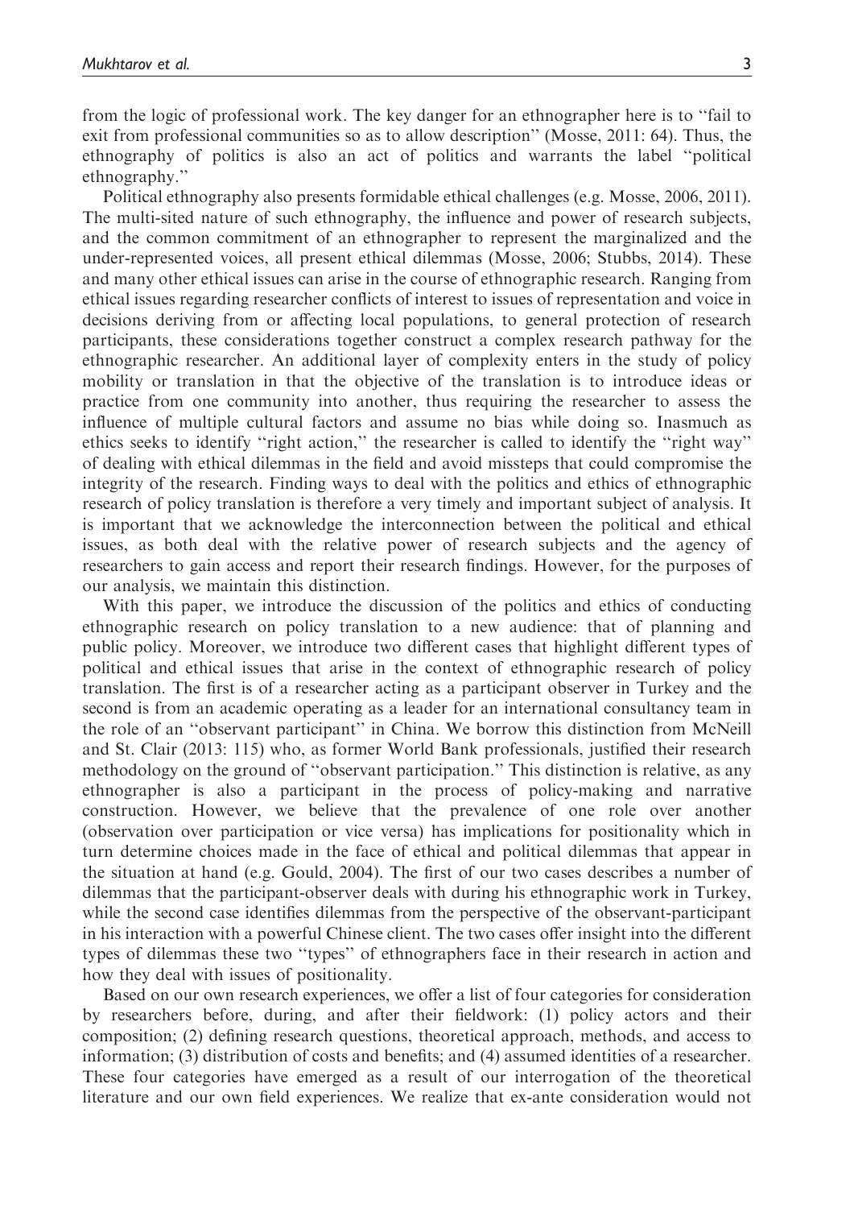from the logic of professional work. The key danger for an ethnographer here is to ''fail to exit from professional communities so as to allow description'' (Mosse, 2011: 64). Thus, the ethnography of politics is also an act of politics and warrants the label ''political ethnography.''

Political ethnography also presents formidable ethical challenges (e.g. Mosse, 2006, 2011). The multi-sited nature of such ethnography, the influence and power of research subjects, and the common commitment of an ethnographer to represent the marginalized and the under-represented voices, all present ethical dilemmas (Mosse, 2006; Stubbs, 2014). These and many other ethical issues can arise in the course of ethnographic research. Ranging from ethical issues regarding researcher conflicts of interest to issues of representation and voice in decisions deriving from or affecting local populations, to general protection of research participants, these considerations together construct a complex research pathway for the ethnographic researcher. An additional layer of complexity enters in the study of policy mobility or translation in that the objective of the translation is to introduce ideas or practice from one community into another, thus requiring the researcher to assess the influence of multiple cultural factors and assume no bias while doing so. Inasmuch as ethics seeks to identify ''right action,'' the researcher is called to identify the ''right way'' of dealing with ethical dilemmas in the field and avoid missteps that could compromise the integrity of the research. Finding ways to deal with the politics and ethics of ethnographic research of policy translation is therefore a very timely and important subject of analysis. It is important that we acknowledge the interconnection between the political and ethical issues, as both deal with the relative power of research subjects and the agency of researchers to gain access and report their research findings. However, for the purposes of our analysis, we maintain this distinction.

With this paper, we introduce the discussion of the politics and ethics of conducting ethnographic research on policy translation to a new audience: that of planning and public policy. Moreover, we introduce two different cases that highlight different types of political and ethical issues that arise in the context of ethnographic research of policy translation. The first is of a researcher acting as a participant observer in Turkey and the second is from an academic operating as a leader for an international consultancy team in the role of an ''observant participant'' in China. We borrow this distinction from McNeill and St. Clair (2013: 115) who, as former World Bank professionals, justified their research methodology on the ground of ''observant participation.'' This distinction is relative, as any ethnographer is also a participant in the process of policy-making and narrative construction. However, we believe that the prevalence of one role over another (observation over participation or vice versa) has implications for positionality which in turn determine choices made in the face of ethical and political dilemmas that appear in the situation at hand (e.g. Gould, 2004). The first of our two cases describes a number of dilemmas that the participant-observer deals with during his ethnographic work in Turkey, while the second case identifies dilemmas from the perspective of the observant-participant in his interaction with a powerful Chinese client. The two cases offer insight into the different types of dilemmas these two ''types'' of ethnographers face in their research in action and how they deal with issues of positionality.

Based on our own research experiences, we offer a list of four categories for consideration by researchers before, during, and after their fieldwork: (1) policy actors and their composition; (2) defining research questions, theoretical approach, methods, and access to information; (3) distribution of costs and benefits; and (4) assumed identities of a researcher. These four categories have emerged as a result of our interrogation of the theoretical literature and our own field experiences. We realize that ex-ante consideration would not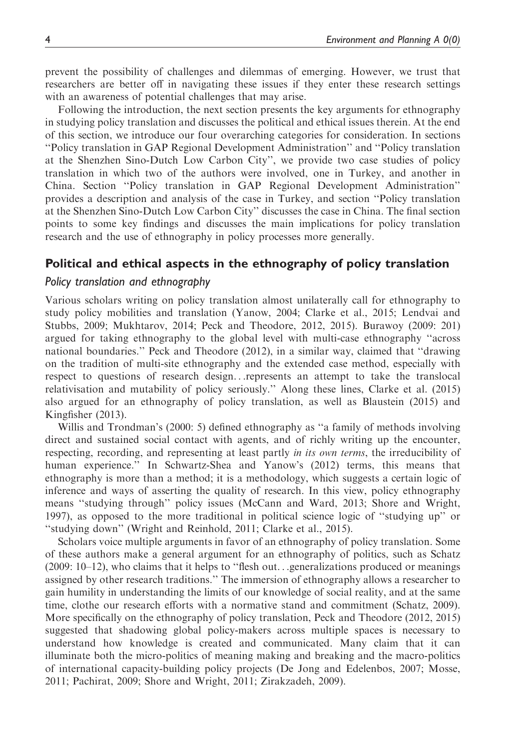prevent the possibility of challenges and dilemmas of emerging. However, we trust that researchers are better off in navigating these issues if they enter these research settings with an awareness of potential challenges that may arise.

Following the introduction, the next section presents the key arguments for ethnography in studying policy translation and discusses the political and ethical issues therein. At the end of this section, we introduce our four overarching categories for consideration. In sections "Policy translation in GAP Regional Development Administration" and "Policy translation at the Shenzhen Sino-Dutch Low Carbon City", we provide two case studies of policy translation in which two of the authors were involved, one in Turkey, and another in China. Section "Policy translation in GAP Regional Development Administration" provides a description and analysis of the case in Turkey, and section "Policy translation at the Shenzhen Sino-Dutch Low Carbon City" discusses the case in China. The final section points to some key findings and discusses the main implications for policy translation research and the use of ethnography in policy processes more generally.

## Political and ethical aspects in the ethnography of policy translation

### *Policy translation and ethnography*

Various scholars writing on policy translation almost unilaterally call for ethnography to study policy mobilities and translation (Yanow, 2004; Clarke et al., 2015; Lendvai and Stubbs, 2009; Mukhtarov, 2014; Peck and Theodore, 2012, 2015). Burawoy (2009: 201) argued for taking ethnography to the global level with multi-case ethnography "across national boundaries." Peck and Theodore (2012), in a similar way, claimed that "drawing on the tradition of multi-site ethnography and the extended case method, especially with respect to questions of research design…represents an attempt to take the translocal relativisation and mutability of policy seriously." Along these lines, Clarke et al. (2015) also argued for an ethnography of policy translation, as well as Blaustein (2015) and Kingfisher (2013).

Willis and Trondman's (2000: 5) defined ethnography as "a family of methods involving direct and sustained social contact with agents, and of richly writing up the encounter, respecting, recording, and representing at least partly *in its own terms*, the irreducibility of human experience." In Schwartz-Shea and Yanow's (2012) terms, this means that ethnography is more than a method; it is a methodology, which suggests a certain logic of inference and ways of asserting the quality of research. In this view, policy ethnography means "studying through" policy issues (McCann and Ward, 2013; Shore and Wright, 1997), as opposed to the more traditional in political science logic of "studying up" or "studying down" (Wright and Reinhold, 2011; Clarke et al., 2015).

Scholars voice multiple arguments in favor of an ethnography of policy translation. Some of these authors make a general argument for an ethnography of politics, such as Schatz (2009: 10–12), who claims that it helps to "flesh out…generalizations produced or meanings assigned by other research traditions." The immersion of ethnography allows a researcher to gain humility in understanding the limits of our knowledge of social reality, and at the same time, clothe our research efforts with a normative stand and commitment (Schatz, 2009). More specifically on the ethnography of policy translation, Peck and Theodore (2012, 2015) suggested that shadowing global policy-makers across multiple spaces is necessary to understand how knowledge is created and communicated. Many claim that it can illuminate both the micro-politics of meaning making and breaking and the macro-politics of international capacity-building policy projects (De Jong and Edelenbos, 2007; Mosse, 2011; Pachirat, 2009; Shore and Wright, 2011; Zirakzadeh, 2009).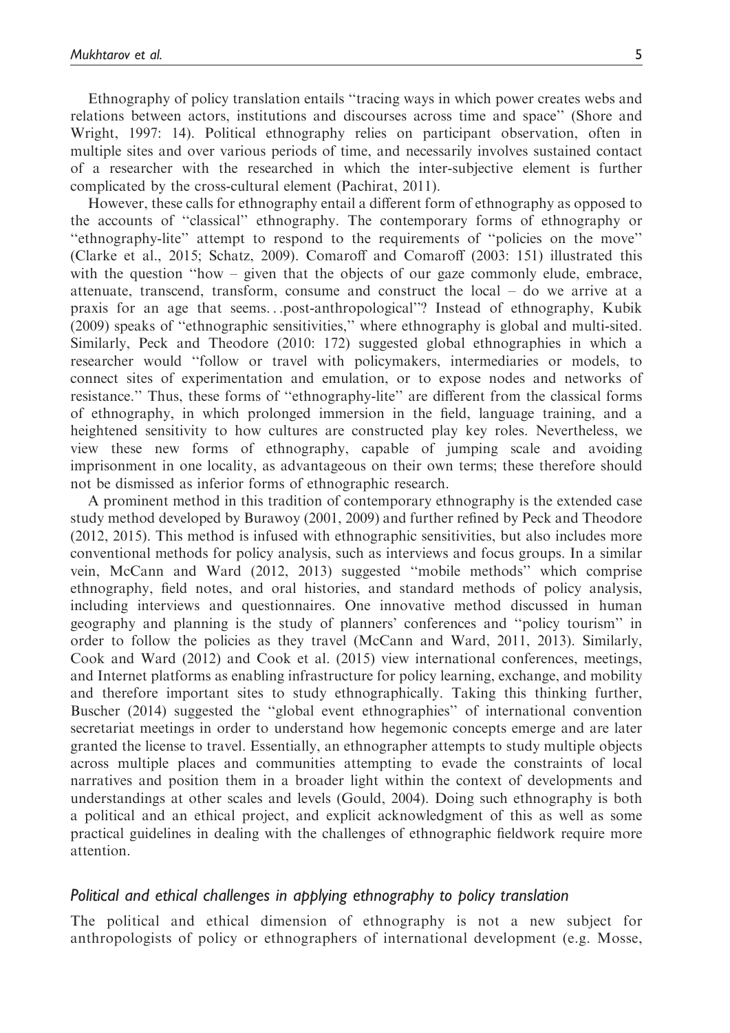Ethnography of policy translation entails "tracing ways in which power creates webs and relations between actors, institutions and discourses across time and space" (Shore and Wright, 1997: 14). Political ethnography relies on participant observation, often in multiple sites and over various periods of time, and necessarily involves sustained contact of a researcher with the researched in which the inter-subjective element is further complicated by the cross-cultural element (Pachirat, 2011).

However, these calls for ethnography entail a different form of ethnography as opposed to the accounts of "classical" ethnography. The contemporary forms of ethnography or "ethnography-lite" attempt to respond to the requirements of "policies on the move" (Clarke et al., 2015; Schatz, 2009). Comaroff and Comaroff (2003: 151) illustrated this with the question "how – given that the objects of our gaze commonly elude, embrace, attenuate, transcend, transform, consume and construct the local – do we arrive at a praxis for an age that seems…post-anthropological"? Instead of ethnography, Kubik (2009) speaks of "ethnographic sensitivities," where ethnography is global and multi-sited. Similarly, Peck and Theodore (2010: 172) suggested global ethnographies in which a researcher would "follow or travel with policymakers, intermediaries or models, to connect sites of experimentation and emulation, or to expose nodes and networks of resistance." Thus, these forms of "ethnography-lite" are different from the classical forms of ethnography, in which prolonged immersion in the field, language training, and a heightened sensitivity to how cultures are constructed play key roles. Nevertheless, we view these new forms of ethnography, capable of jumping scale and avoiding imprisonment in one locality, as advantageous on their own terms; these therefore should not be dismissed as inferior forms of ethnographic research.

A prominent method in this tradition of contemporary ethnography is the extended case study method developed by Burawoy (2001, 2009) and further refined by Peck and Theodore (2012, 2015). This method is infused with ethnographic sensitivities, but also includes more conventional methods for policy analysis, such as interviews and focus groups. In a similar vein, McCann and Ward (2012, 2013) suggested "mobile methods" which comprise ethnography, field notes, and oral histories, and standard methods of policy analysis, including interviews and questionnaires. One innovative method discussed in human geography and planning is the study of planners' conferences and "policy tourism" in order to follow the policies as they travel (McCann and Ward, 2011, 2013). Similarly, Cook and Ward (2012) and Cook et al. (2015) view international conferences, meetings, and Internet platforms as enabling infrastructure for policy learning, exchange, and mobility and therefore important sites to study ethnographically. Taking this thinking further, Buscher (2014) suggested the "global event ethnographies" of international convention secretariat meetings in order to understand how hegemonic concepts emerge and are later granted the license to travel. Essentially, an ethnographer attempts to study multiple objects across multiple places and communities attempting to evade the constraints of local narratives and position them in a broader light within the context of developments and understandings at other scales and levels (Gould, 2004). Doing such ethnography is both a political and an ethical project, and explicit acknowledgment of this as well as some practical guidelines in dealing with the challenges of ethnographic fieldwork require more attention.

## *Political and ethical challenges in applying ethnography to policy translation*

The political and ethical dimension of ethnography is not a new subject for anthropologists of policy or ethnographers of international development (e.g. Mosse,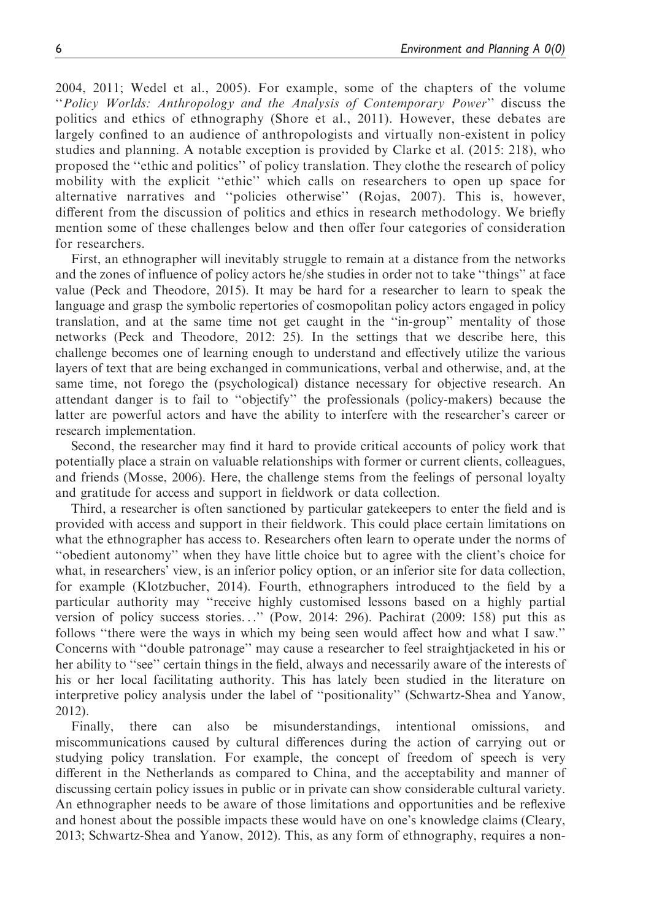2004, 2011; Wedel et al., 2005). For example, some of the chapters of the volume "*Policy Worlds: Anthropology and the Analysis of Contemporary Power*" discuss the politics and ethics of ethnography (Shore et al., 2011). However, these debates are largely confined to an audience of anthropologists and virtually non-existent in policy studies and planning. A notable exception is provided by Clarke et al. (2015: 218), who proposed the "ethic and politics" of policy translation. They clothe the research of policy mobility with the explicit "ethic" which calls on researchers to open up space for alternative narratives and "policies otherwise" (Rojas, 2007). This is, however, different from the discussion of politics and ethics in research methodology. We briefly mention some of these challenges below and then offer four categories of consideration for researchers.

First, an ethnographer will inevitably struggle to remain at a distance from the networks and the zones of influence of policy actors he/she studies in order not to take "things" at face value (Peck and Theodore, 2015). It may be hard for a researcher to learn to speak the language and grasp the symbolic repertories of cosmopolitan policy actors engaged in policy translation, and at the same time not get caught in the "in-group" mentality of those networks (Peck and Theodore, 2012: 25). In the settings that we describe here, this challenge becomes one of learning enough to understand and effectively utilize the various layers of text that are being exchanged in communications, verbal and otherwise, and, at the same time, not forego the (psychological) distance necessary for objective research. An attendant danger is to fail to "objectify" the professionals (policy-makers) because the latter are powerful actors and have the ability to interfere with the researcher's career or research implementation.

Second, the researcher may find it hard to provide critical accounts of policy work that potentially place a strain on valuable relationships with former or current clients, colleagues, and friends (Mosse, 2006). Here, the challenge stems from the feelings of personal loyalty and gratitude for access and support in fieldwork or data collection.

Third, a researcher is often sanctioned by particular gatekeepers to enter the field and is provided with access and support in their fieldwork. This could place certain limitations on what the ethnographer has access to. Researchers often learn to operate under the norms of "obedient autonomy" when they have little choice but to agree with the client's choice for what, in researchers' view, is an inferior policy option, or an inferior site for data collection, for example (Klotzbucher, 2014). Fourth, ethnographers introduced to the field by a particular authority may "receive highly customised lessons based on a highly partial version of policy success stories..." (Pow, 2014: 296). Pachirat (2009: 158) put this as follows "there were the ways in which my being seen would affect how and what I saw." Concerns with "double patronage" may cause a researcher to feel straightjacketed in his or her ability to "see" certain things in the field, always and necessarily aware of the interests of his or her local facilitating authority. This has lately been studied in the literature on interpretive policy analysis under the label of "positionality" (Schwartz-Shea and Yanow, 2012).

Finally, there can also be misunderstandings, intentional omissions, and miscommunications caused by cultural differences during the action of carrying out or studying policy translation. For example, the concept of freedom of speech is very different in the Netherlands as compared to China, and the acceptability and manner of discussing certain policy issues in public or in private can show considerable cultural variety. An ethnographer needs to be aware of those limitations and opportunities and be reflexive and honest about the possible impacts these would have on one's knowledge claims (Cleary, 2013; Schwartz-Shea and Yanow, 2012). This, as any form of ethnography, requires a non-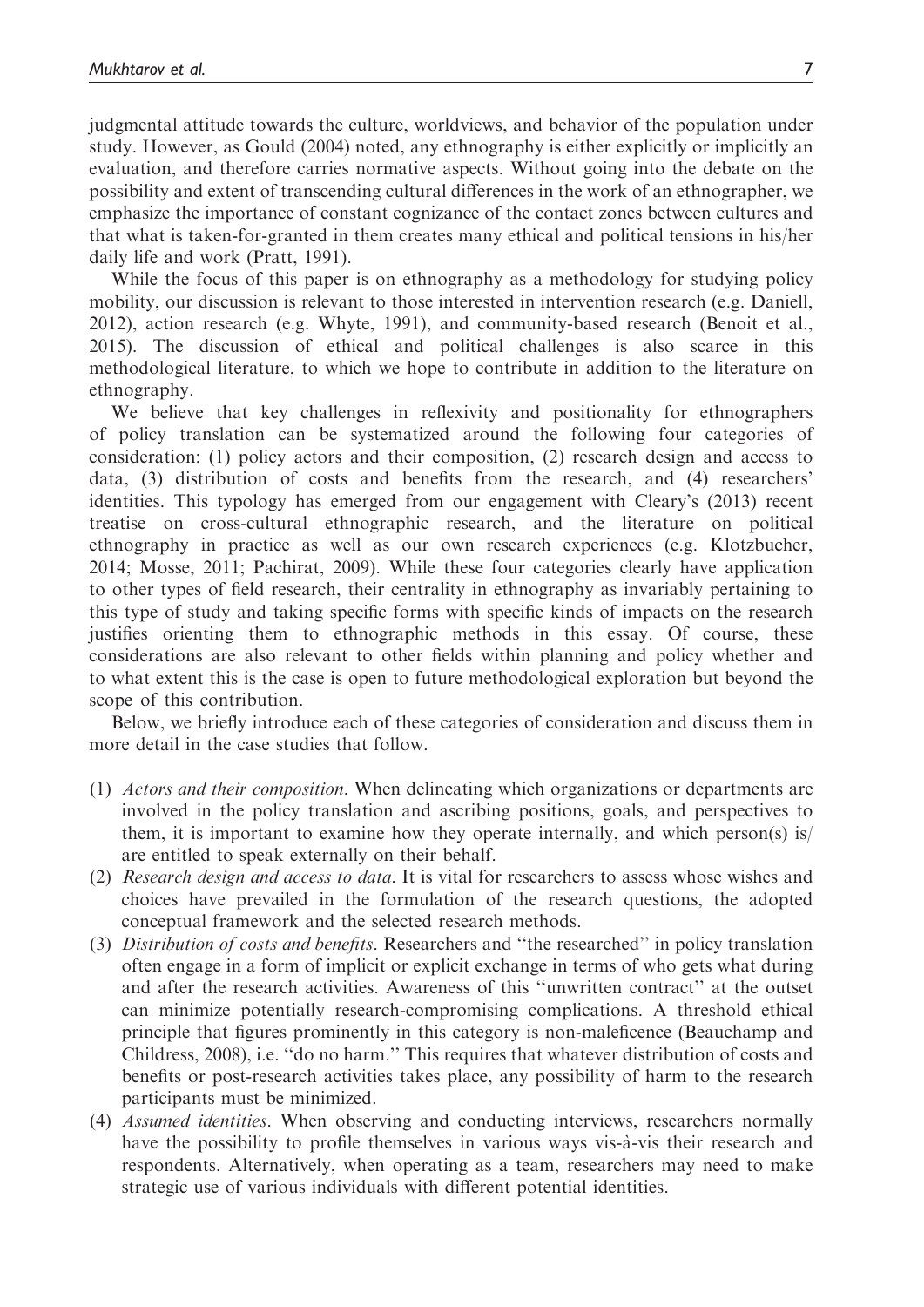judgmental attitude towards the culture, worldviews, and behavior of the population under study. However, as Gould (2004) noted, any ethnography is either explicitly or implicitly an evaluation, and therefore carries normative aspects. Without going into the debate on the possibility and extent of transcending cultural differences in the work of an ethnographer, we emphasize the importance of constant cognizance of the contact zones between cultures and that what is taken-for-granted in them creates many ethical and political tensions in his/her daily life and work (Pratt, 1991).

While the focus of this paper is on ethnography as a methodology for studying policy mobility, our discussion is relevant to those interested in intervention research (e.g. Daniell, 2012), action research (e.g. Whyte, 1991), and community-based research (Benoit et al., 2015). The discussion of ethical and political challenges is also scarce in this methodological literature, to which we hope to contribute in addition to the literature on ethnography.

We believe that key challenges in reflexivity and positionality for ethnographers of policy translation can be systematized around the following four categories of consideration: (1) policy actors and their composition, (2) research design and access to data, (3) distribution of costs and benefits from the research, and (4) researchers' identities. This typology has emerged from our engagement with Cleary's (2013) recent treatise on cross-cultural ethnographic research, and the literature on political ethnography in practice as well as our own research experiences (e.g. Klotzbucher, 2014; Mosse, 2011; Pachirat, 2009). While these four categories clearly have application to other types of field research, their centrality in ethnography as invariably pertaining to this type of study and taking specific forms with specific kinds of impacts on the research justifies orienting them to ethnographic methods in this essay. Of course, these considerations are also relevant to other fields within planning and policy whether and to what extent this is the case is open to future methodological exploration but beyond the scope of this contribution.

Below, we briefly introduce each of these categories of consideration and discuss them in more detail in the case studies that follow.

(1) *Actors and their composition*. When delineating which organizations or departments are involved in the policy translation and ascribing positions, goals, and perspectives to them, it is important to examine how they operate internally, and which person(s) is/are entitled to speak externally on their behalf.
(2) *Research design and access to data*. It is vital for researchers to assess whose wishes and choices have prevailed in the formulation of the research questions, the adopted conceptual framework and the selected research methods.
(3) *Distribution of costs and benefits*. Researchers and "the researched" in policy translation often engage in a form of implicit or explicit exchange in terms of who gets what during and after the research activities. Awareness of this "unwritten contract" at the outset can minimize potentially research-compromising complications. A threshold ethical principle that figures prominently in this category is non-maleficence (Beauchamp and Childress, 2008), i.e. "do no harm." This requires that whatever distribution of costs and benefits or post-research activities takes place, any possibility of harm to the research participants must be minimized.
(4) *Assumed identities*. When observing and conducting interviews, researchers normally have the possibility to profile themselves in various ways vis-à-vis their research and respondents. Alternatively, when operating as a team, researchers may need to make strategic use of various individuals with different potential identities.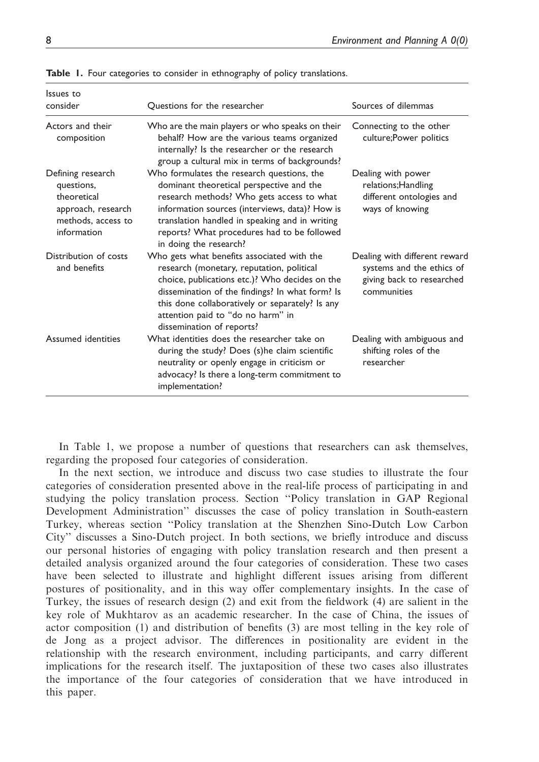**Table 1.** Four categories to consider in ethnography of policy translations.

| Issues to consider | Questions for the researcher | Sources of dilemmas |
|---|---|---|
| Actors and their composition | Who are the main players or who speaks on their behalf? How are the various teams organized internally? Is the researcher or the research group a cultural mix in terms of backgrounds? | Connecting to the other culture;Power politics |
| Defining research questions, theoretical approach, research methods, access to information | Who formulates the research questions, the dominant theoretical perspective and the research methods? Who gets access to what information sources (interviews, data)? How is translation handled in speaking and in writing reports? What procedures had to be followed in doing the research? | Dealing with power relations;Handling different ontologies and ways of knowing |
| Distribution of costs and benefits | Who gets what benefits associated with the research (monetary, reputation, political choice, publications etc.)? Who decides on the dissemination of the findings? In what form? Is this done collaboratively or separately? Is any attention paid to "do no harm" in dissemination of reports? | Dealing with different reward systems and the ethics of giving back to researched communities |
| Assumed identities | What identities does the researcher take on during the study? Does (s)he claim scientific neutrality or openly engage in criticism or advocacy? Is there a long-term commitment to implementation? | Dealing with ambiguous and shifting roles of the researcher |

In Table 1, we propose a number of questions that researchers can ask themselves, regarding the proposed four categories of consideration.

In the next section, we introduce and discuss two case studies to illustrate the four categories of consideration presented above in the real-life process of participating in and studying the policy translation process. Section "Policy translation in GAP Regional Development Administration" discusses the case of policy translation in South-eastern Turkey, whereas section "Policy translation at the Shenzhen Sino-Dutch Low Carbon City" discusses a Sino-Dutch project. In both sections, we briefly introduce and discuss our personal histories of engaging with policy translation research and then present a detailed analysis organized around the four categories of consideration. These two cases have been selected to illustrate and highlight different issues arising from different postures of positionality, and in this way offer complementary insights. In the case of Turkey, the issues of research design (2) and exit from the fieldwork (4) are salient in the key role of Mukhtarov as an academic researcher. In the case of China, the issues of actor composition (1) and distribution of benefits (3) are most telling in the key role of de Jong as a project advisor. The differences in positionality are evident in the relationship with the research environment, including participants, and carry different implications for the research itself. The juxtaposition of these two cases also illustrates the importance of the four categories of consideration that we have introduced in this paper.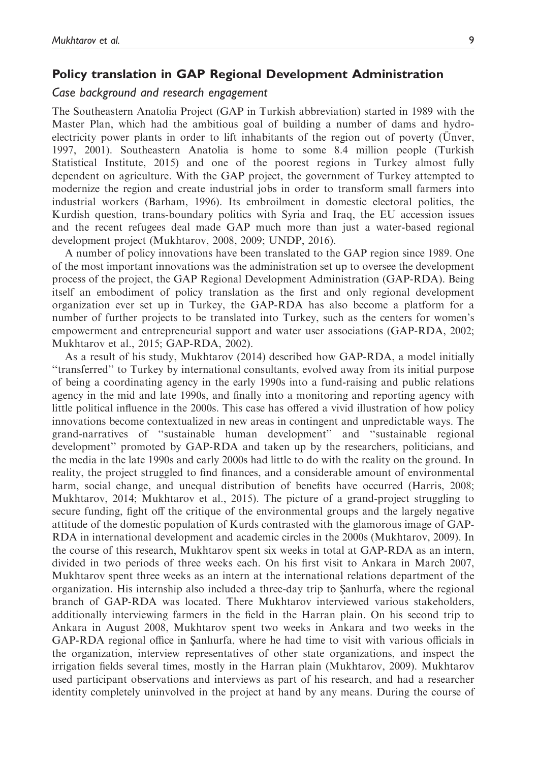## Policy translation in GAP Regional Development Administration

### *Case background and research engagement*

The Southeastern Anatolia Project (GAP in Turkish abbreviation) started in 1989 with the Master Plan, which had the ambitious goal of building a number of dams and hydroelectricity power plants in order to lift inhabitants of the region out of poverty (Ünver, 1997, 2001). Southeastern Anatolia is home to some 8.4 million people (Turkish Statistical Institute, 2015) and one of the poorest regions in Turkey almost fully dependent on agriculture. With the GAP project, the government of Turkey attempted to modernize the region and create industrial jobs in order to transform small farmers into industrial workers (Barham, 1996). Its embroilment in domestic electoral politics, the Kurdish question, trans-boundary politics with Syria and Iraq, the EU accession issues and the recent refugees deal made GAP much more than just a water-based regional development project (Mukhtarov, 2008, 2009; UNDP, 2016).

A number of policy innovations have been translated to the GAP region since 1989. One of the most important innovations was the administration set up to oversee the development process of the project, the GAP Regional Development Administration (GAP-RDA). Being itself an embodiment of policy translation as the first and only regional development organization ever set up in Turkey, the GAP-RDA has also become a platform for a number of further projects to be translated into Turkey, such as the centers for women's empowerment and entrepreneurial support and water user associations (GAP-RDA, 2002; Mukhtarov et al., 2015; GAP-RDA, 2002).

As a result of his study, Mukhtarov (2014) described how GAP-RDA, a model initially "transferred" to Turkey by international consultants, evolved away from its initial purpose of being a coordinating agency in the early 1990s into a fund-raising and public relations agency in the mid and late 1990s, and finally into a monitoring and reporting agency with little political influence in the 2000s. This case has offered a vivid illustration of how policy innovations become contextualized in new areas in contingent and unpredictable ways. The grand-narratives of "sustainable human development" and "sustainable regional development" promoted by GAP-RDA and taken up by the researchers, politicians, and the media in the late 1990s and early 2000s had little to do with the reality on the ground. In reality, the project struggled to find finances, and a considerable amount of environmental harm, social change, and unequal distribution of benefits have occurred (Harris, 2008; Mukhtarov, 2014; Mukhtarov et al., 2015). The picture of a grand-project struggling to secure funding, fight off the critique of the environmental groups and the largely negative attitude of the domestic population of Kurds contrasted with the glamorous image of GAP-RDA in international development and academic circles in the 2000s (Mukhtarov, 2009). In the course of this research, Mukhtarov spent six weeks in total at GAP-RDA as an intern, divided in two periods of three weeks each. On his first visit to Ankara in March 2007, Mukhtarov spent three weeks as an intern at the international relations department of the organization. His internship also included a three-day trip to Şanlıurfa, where the regional branch of GAP-RDA was located. There Mukhtarov interviewed various stakeholders, additionally interviewing farmers in the field in the Harran plain. On his second trip to Ankara in August 2008, Mukhtarov spent two weeks in Ankara and two weeks in the GAP-RDA regional office in Şanlıurfa, where he had time to visit with various officials in the organization, interview representatives of other state organizations, and inspect the irrigation fields several times, mostly in the Harran plain (Mukhtarov, 2009). Mukhtarov used participant observations and interviews as part of his research, and had a researcher identity completely uninvolved in the project at hand by any means. During the course of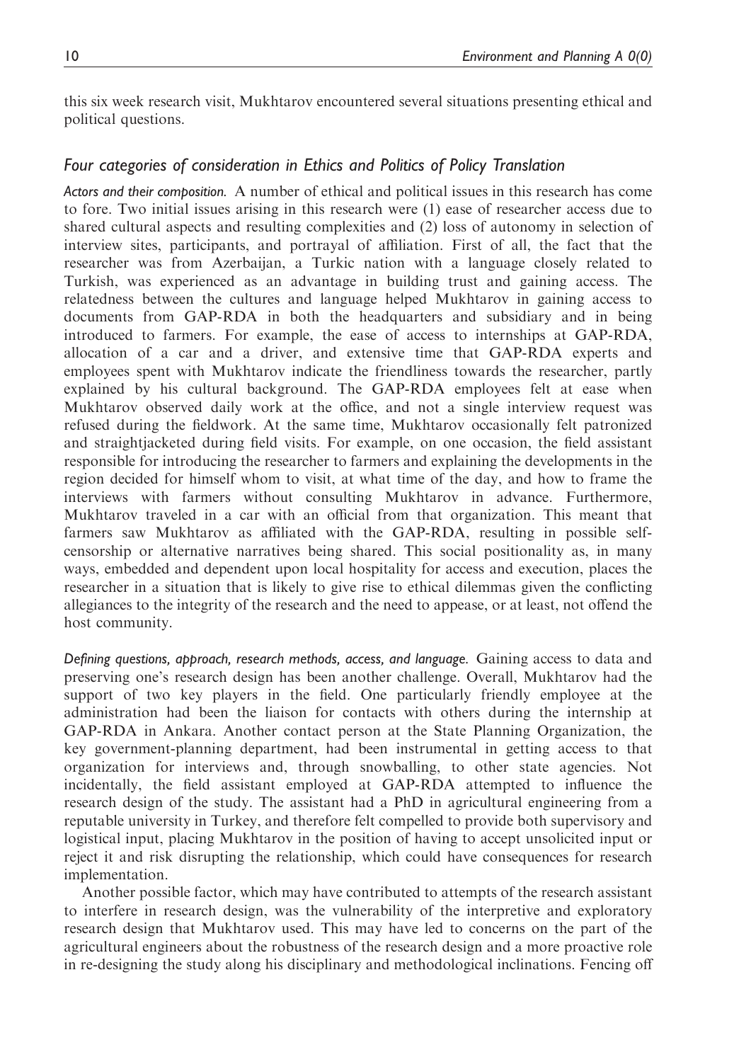this six week research visit, Mukhtarov encountered several situations presenting ethical and political questions.

### *Four categories of consideration in Ethics and Politics of Policy Translation*

*Actors and their composition.* A number of ethical and political issues in this research has come to fore. Two initial issues arising in this research were (1) ease of researcher access due to shared cultural aspects and resulting complexities and (2) loss of autonomy in selection of interview sites, participants, and portrayal of affiliation. First of all, the fact that the researcher was from Azerbaijan, a Turkic nation with a language closely related to Turkish, was experienced as an advantage in building trust and gaining access. The relatedness between the cultures and language helped Mukhtarov in gaining access to documents from GAP-RDA in both the headquarters and subsidiary and in being introduced to farmers. For example, the ease of access to internships at GAP-RDA, allocation of a car and a driver, and extensive time that GAP-RDA experts and employees spent with Mukhtarov indicate the friendliness towards the researcher, partly explained by his cultural background. The GAP-RDA employees felt at ease when Mukhtarov observed daily work at the office, and not a single interview request was refused during the fieldwork. At the same time, Mukhtarov occasionally felt patronized and straightjacketed during field visits. For example, on one occasion, the field assistant responsible for introducing the researcher to farmers and explaining the developments in the region decided for himself whom to visit, at what time of the day, and how to frame the interviews with farmers without consulting Mukhtarov in advance. Furthermore, Mukhtarov traveled in a car with an official from that organization. This meant that farmers saw Mukhtarov as affiliated with the GAP-RDA, resulting in possible self-censorship or alternative narratives being shared. This social positionality as, in many ways, embedded and dependent upon local hospitality for access and execution, places the researcher in a situation that is likely to give rise to ethical dilemmas given the conflicting allegiances to the integrity of the research and the need to appease, or at least, not offend the host community.

*Defining questions, approach, research methods, access, and language.* Gaining access to data and preserving one's research design has been another challenge. Overall, Mukhtarov had the support of two key players in the field. One particularly friendly employee at the administration had been the liaison for contacts with others during the internship at GAP-RDA in Ankara. Another contact person at the State Planning Organization, the key government-planning department, had been instrumental in getting access to that organization for interviews and, through snowballing, to other state agencies. Not incidentally, the field assistant employed at GAP-RDA attempted to influence the research design of the study. The assistant had a PhD in agricultural engineering from a reputable university in Turkey, and therefore felt compelled to provide both supervisory and logistical input, placing Mukhtarov in the position of having to accept unsolicited input or reject it and risk disrupting the relationship, which could have consequences for research implementation.

Another possible factor, which may have contributed to attempts of the research assistant to interfere in research design, was the vulnerability of the interpretive and exploratory research design that Mukhtarov used. This may have led to concerns on the part of the agricultural engineers about the robustness of the research design and a more proactive role in re-designing the study along his disciplinary and methodological inclinations. Fencing off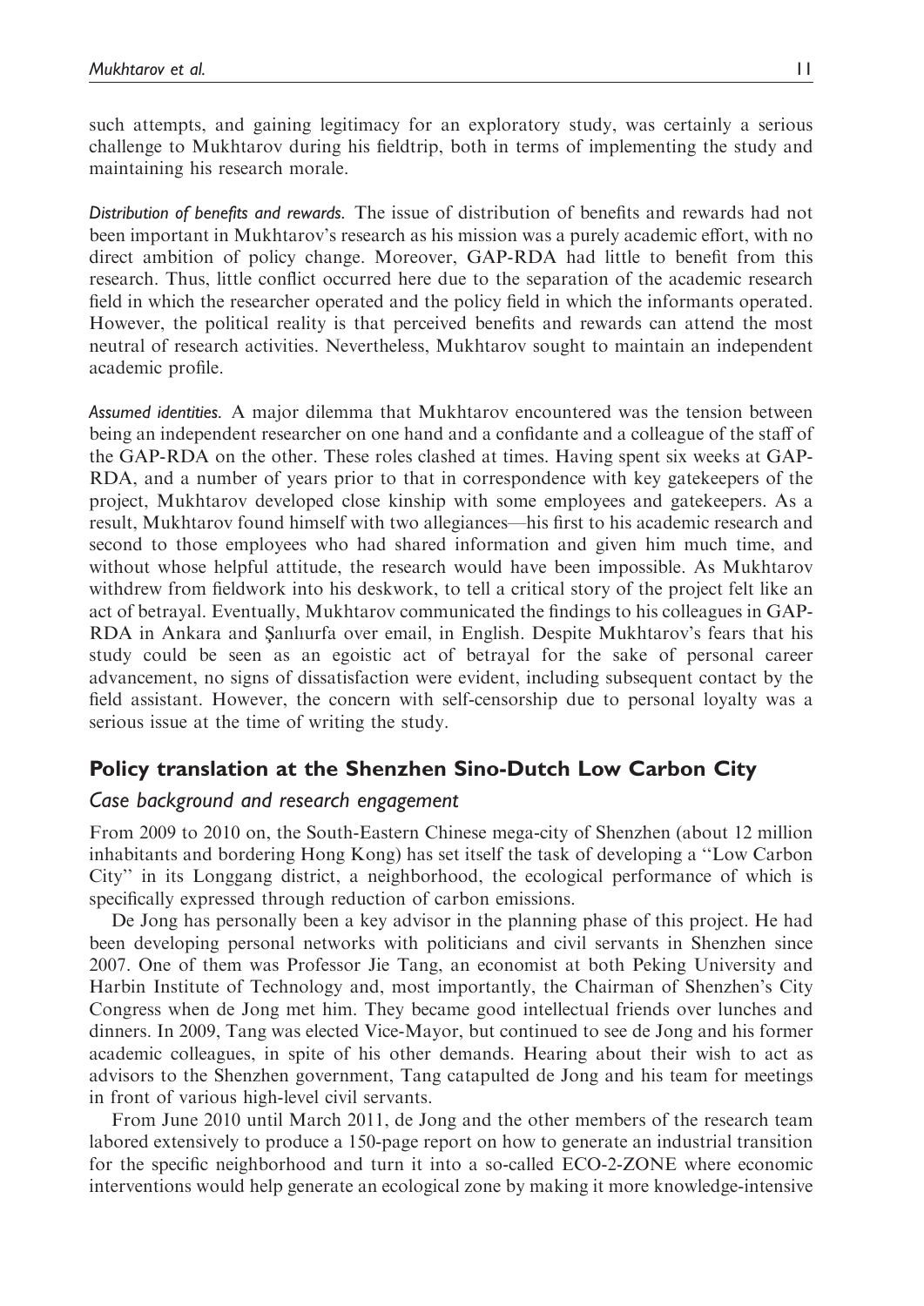such attempts, and gaining legitimacy for an exploratory study, was certainly a serious challenge to Mukhtarov during his fieldtrip, both in terms of implementing the study and maintaining his research morale.

*Distribution of benefits and rewards.* The issue of distribution of benefits and rewards had not been important in Mukhtarov's research as his mission was a purely academic effort, with no direct ambition of policy change. Moreover, GAP-RDA had little to benefit from this research. Thus, little conflict occurred here due to the separation of the academic research field in which the researcher operated and the policy field in which the informants operated. However, the political reality is that perceived benefits and rewards can attend the most neutral of research activities. Nevertheless, Mukhtarov sought to maintain an independent academic profile.

*Assumed identities.* A major dilemma that Mukhtarov encountered was the tension between being an independent researcher on one hand and a confidante and a colleague of the staff of the GAP-RDA on the other. These roles clashed at times. Having spent six weeks at GAP-RDA, and a number of years prior to that in correspondence with key gatekeepers of the project, Mukhtarov developed close kinship with some employees and gatekeepers. As a result, Mukhtarov found himself with two allegiances—his first to his academic research and second to those employees who had shared information and given him much time, and without whose helpful attitude, the research would have been impossible. As Mukhtarov withdrew from fieldwork into his deskwork, to tell a critical story of the project felt like an act of betrayal. Eventually, Mukhtarov communicated the findings to his colleagues in GAP-RDA in Ankara and Şanlıurfa over email, in English. Despite Mukhtarov's fears that his study could be seen as an egoistic act of betrayal for the sake of personal career advancement, no signs of dissatisfaction were evident, including subsequent contact by the field assistant. However, the concern with self-censorship due to personal loyalty was a serious issue at the time of writing the study.

## Policy translation at the Shenzhen Sino-Dutch Low Carbon City

### Case background and research engagement

From 2009 to 2010 on, the South-Eastern Chinese mega-city of Shenzhen (about 12 million inhabitants and bordering Hong Kong) has set itself the task of developing a "Low Carbon City" in its Longgang district, a neighborhood, the ecological performance of which is specifically expressed through reduction of carbon emissions.

De Jong has personally been a key advisor in the planning phase of this project. He had been developing personal networks with politicians and civil servants in Shenzhen since 2007. One of them was Professor Jie Tang, an economist at both Peking University and Harbin Institute of Technology and, most importantly, the Chairman of Shenzhen's City Congress when de Jong met him. They became good intellectual friends over lunches and dinners. In 2009, Tang was elected Vice-Mayor, but continued to see de Jong and his former academic colleagues, in spite of his other demands. Hearing about their wish to act as advisors to the Shenzhen government, Tang catapulted de Jong and his team for meetings in front of various high-level civil servants.

From June 2010 until March 2011, de Jong and the other members of the research team labored extensively to produce a 150-page report on how to generate an industrial transition for the specific neighborhood and turn it into a so-called ECO-2-ZONE where economic interventions would help generate an ecological zone by making it more knowledge-intensive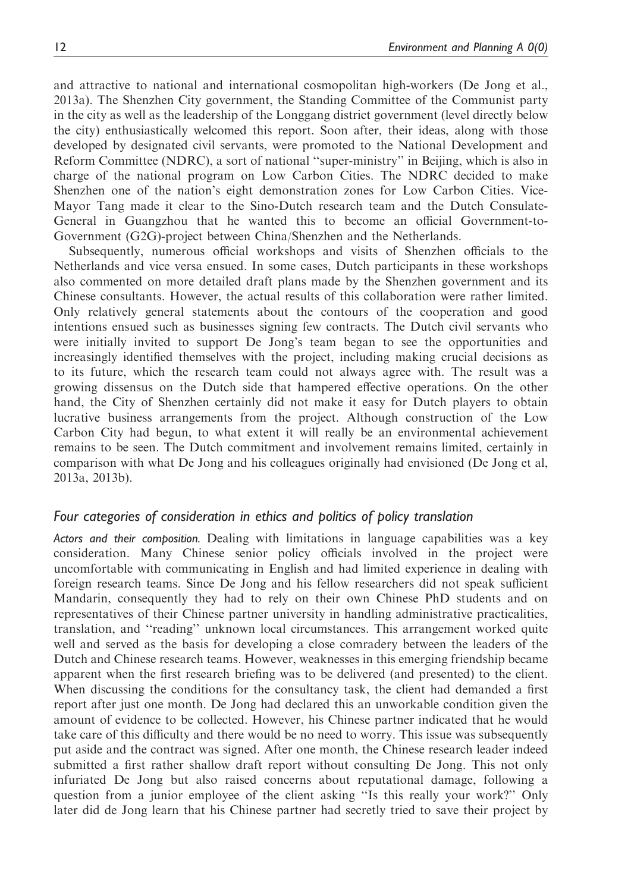and attractive to national and international cosmopolitan high-workers (De Jong et al., 2013a). The Shenzhen City government, the Standing Committee of the Communist party in the city as well as the leadership of the Longgang district government (level directly below the city) enthusiastically welcomed this report. Soon after, their ideas, along with those developed by designated civil servants, were promoted to the National Development and Reform Committee (NDRC), a sort of national ''super-ministry'' in Beijing, which is also in charge of the national program on Low Carbon Cities. The NDRC decided to make Shenzhen one of the nation's eight demonstration zones for Low Carbon Cities. Vice-Mayor Tang made it clear to the Sino-Dutch research team and the Dutch Consulate-General in Guangzhou that he wanted this to become an official Government-to-Government (G2G)-project between China/Shenzhen and the Netherlands.

Subsequently, numerous official workshops and visits of Shenzhen officials to the Netherlands and vice versa ensued. In some cases, Dutch participants in these workshops also commented on more detailed draft plans made by the Shenzhen government and its Chinese consultants. However, the actual results of this collaboration were rather limited. Only relatively general statements about the contours of the cooperation and good intentions ensued such as businesses signing few contracts. The Dutch civil servants who were initially invited to support De Jong's team began to see the opportunities and increasingly identified themselves with the project, including making crucial decisions as to its future, which the research team could not always agree with. The result was a growing dissensus on the Dutch side that hampered effective operations. On the other hand, the City of Shenzhen certainly did not make it easy for Dutch players to obtain lucrative business arrangements from the project. Although construction of the Low Carbon City had begun, to what extent it will really be an environmental achievement remains to be seen. The Dutch commitment and involvement remains limited, certainly in comparison with what De Jong and his colleagues originally had envisioned (De Jong et al, 2013a, 2013b).

### *Four categories of consideration in ethics and politics of policy translation*

*Actors and their composition.* Dealing with limitations in language capabilities was a key consideration. Many Chinese senior policy officials involved in the project were uncomfortable with communicating in English and had limited experience in dealing with foreign research teams. Since De Jong and his fellow researchers did not speak sufficient Mandarin, consequently they had to rely on their own Chinese PhD students and on representatives of their Chinese partner university in handling administrative practicalities, translation, and ''reading'' unknown local circumstances. This arrangement worked quite well and served as the basis for developing a close comradery between the leaders of the Dutch and Chinese research teams. However, weaknesses in this emerging friendship became apparent when the first research briefing was to be delivered (and presented) to the client. When discussing the conditions for the consultancy task, the client had demanded a first report after just one month. De Jong had declared this an unworkable condition given the amount of evidence to be collected. However, his Chinese partner indicated that he would take care of this difficulty and there would be no need to worry. This issue was subsequently put aside and the contract was signed. After one month, the Chinese research leader indeed submitted a first rather shallow draft report without consulting De Jong. This not only infuriated De Jong but also raised concerns about reputational damage, following a question from a junior employee of the client asking ''Is this really your work?'' Only later did de Jong learn that his Chinese partner had secretly tried to save their project by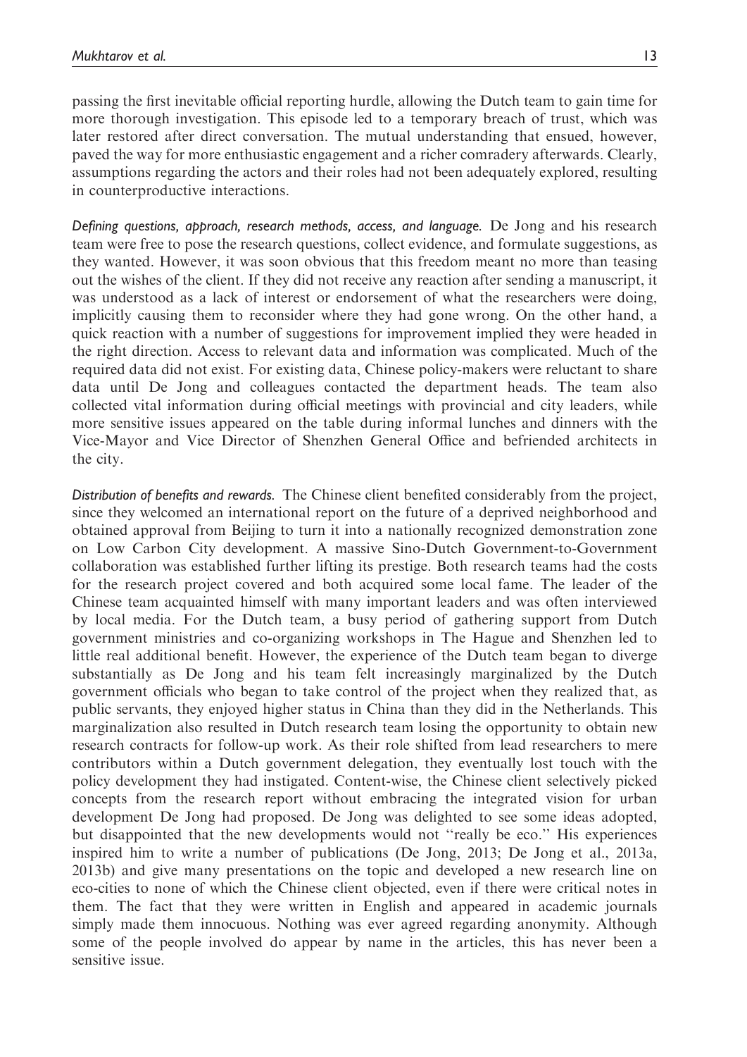passing the first inevitable official reporting hurdle, allowing the Dutch team to gain time for more thorough investigation. This episode led to a temporary breach of trust, which was later restored after direct conversation. The mutual understanding that ensued, however, paved the way for more enthusiastic engagement and a richer comradery afterwards. Clearly, assumptions regarding the actors and their roles had not been adequately explored, resulting in counterproductive interactions.

*Defining questions, approach, research methods, access, and language.* De Jong and his research team were free to pose the research questions, collect evidence, and formulate suggestions, as they wanted. However, it was soon obvious that this freedom meant no more than teasing out the wishes of the client. If they did not receive any reaction after sending a manuscript, it was understood as a lack of interest or endorsement of what the researchers were doing, implicitly causing them to reconsider where they had gone wrong. On the other hand, a quick reaction with a number of suggestions for improvement implied they were headed in the right direction. Access to relevant data and information was complicated. Much of the required data did not exist. For existing data, Chinese policy-makers were reluctant to share data until De Jong and colleagues contacted the department heads. The team also collected vital information during official meetings with provincial and city leaders, while more sensitive issues appeared on the table during informal lunches and dinners with the Vice-Mayor and Vice Director of Shenzhen General Office and befriended architects in the city.

*Distribution of benefits and rewards.* The Chinese client benefited considerably from the project, since they welcomed an international report on the future of a deprived neighborhood and obtained approval from Beijing to turn it into a nationally recognized demonstration zone on Low Carbon City development. A massive Sino-Dutch Government-to-Government collaboration was established further lifting its prestige. Both research teams had the costs for the research project covered and both acquired some local fame. The leader of the Chinese team acquainted himself with many important leaders and was often interviewed by local media. For the Dutch team, a busy period of gathering support from Dutch government ministries and co-organizing workshops in The Hague and Shenzhen led to little real additional benefit. However, the experience of the Dutch team began to diverge substantially as De Jong and his team felt increasingly marginalized by the Dutch government officials who began to take control of the project when they realized that, as public servants, they enjoyed higher status in China than they did in the Netherlands. This marginalization also resulted in Dutch research team losing the opportunity to obtain new research contracts for follow-up work. As their role shifted from lead researchers to mere contributors within a Dutch government delegation, they eventually lost touch with the policy development they had instigated. Content-wise, the Chinese client selectively picked concepts from the research report without embracing the integrated vision for urban development De Jong had proposed. De Jong was delighted to see some ideas adopted, but disappointed that the new developments would not "really be eco." His experiences inspired him to write a number of publications (De Jong, 2013; De Jong et al., 2013a, 2013b) and give many presentations on the topic and developed a new research line on eco-cities to none of which the Chinese client objected, even if there were critical notes in them. The fact that they were written in English and appeared in academic journals simply made them innocuous. Nothing was ever agreed regarding anonymity. Although some of the people involved do appear by name in the articles, this has never been a sensitive issue.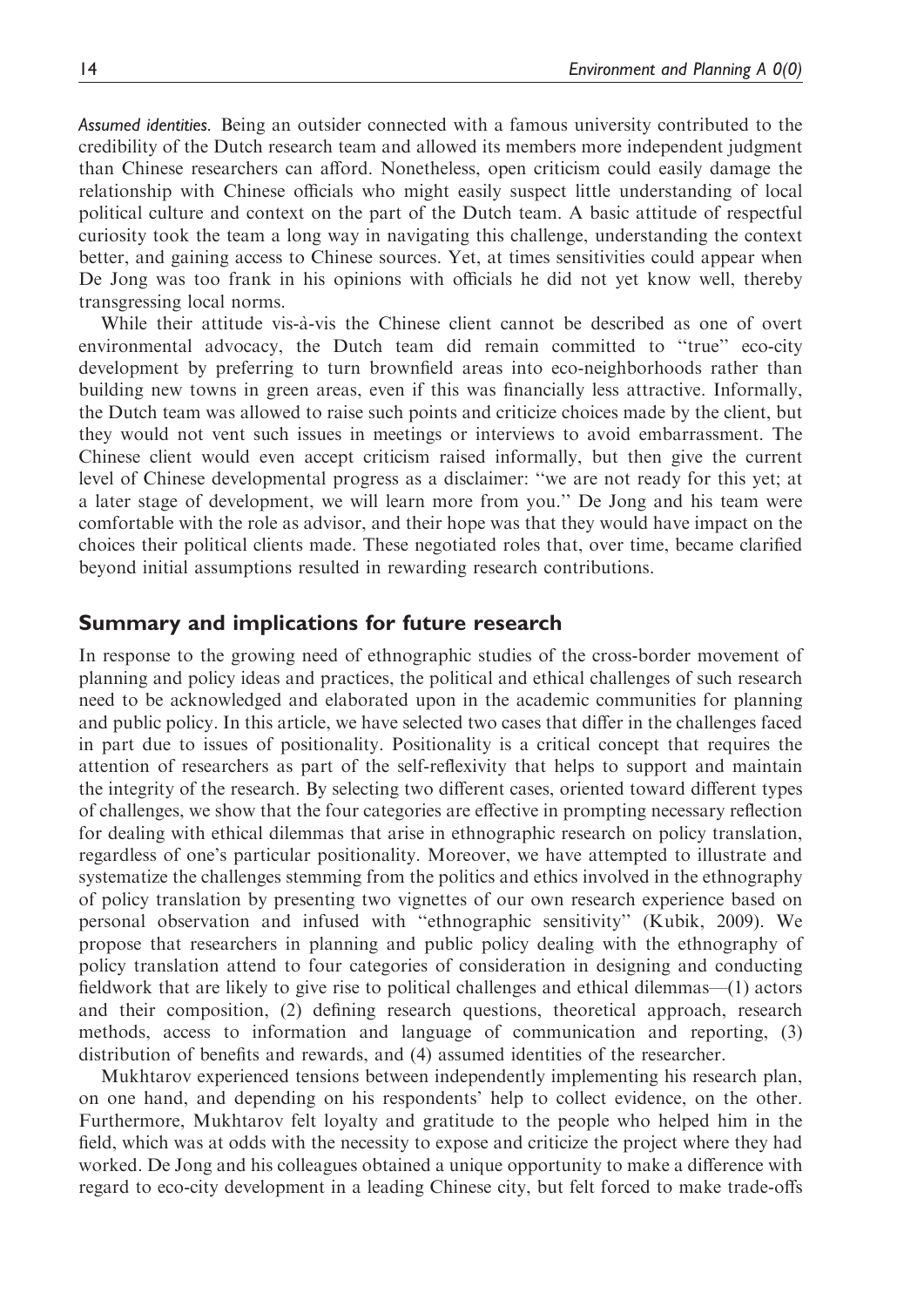*Assumed identities.* Being an outsider connected with a famous university contributed to the credibility of the Dutch research team and allowed its members more independent judgment than Chinese researchers can afford. Nonetheless, open criticism could easily damage the relationship with Chinese officials who might easily suspect little understanding of local political culture and context on the part of the Dutch team. A basic attitude of respectful curiosity took the team a long way in navigating this challenge, understanding the context better, and gaining access to Chinese sources. Yet, at times sensitivities could appear when De Jong was too frank in his opinions with officials he did not yet know well, thereby transgressing local norms.

While their attitude vis-à-vis the Chinese client cannot be described as one of overt environmental advocacy, the Dutch team did remain committed to "true" eco-city development by preferring to turn brownfield areas into eco-neighborhoods rather than building new towns in green areas, even if this was financially less attractive. Informally, the Dutch team was allowed to raise such points and criticize choices made by the client, but they would not vent such issues in meetings or interviews to avoid embarrassment. The Chinese client would even accept criticism raised informally, but then give the current level of Chinese developmental progress as a disclaimer: "we are not ready for this yet; at a later stage of development, we will learn more from you." De Jong and his team were comfortable with the role as advisor, and their hope was that they would have impact on the choices their political clients made. These negotiated roles that, over time, became clarified beyond initial assumptions resulted in rewarding research contributions.

## Summary and implications for future research

In response to the growing need of ethnographic studies of the cross-border movement of planning and policy ideas and practices, the political and ethical challenges of such research need to be acknowledged and elaborated upon in the academic communities for planning and public policy. In this article, we have selected two cases that differ in the challenges faced in part due to issues of positionality. Positionality is a critical concept that requires the attention of researchers as part of the self-reflexivity that helps to support and maintain the integrity of the research. By selecting two different cases, oriented toward different types of challenges, we show that the four categories are effective in prompting necessary reflection for dealing with ethical dilemmas that arise in ethnographic research on policy translation, regardless of one's particular positionality. Moreover, we have attempted to illustrate and systematize the challenges stemming from the politics and ethics involved in the ethnography of policy translation by presenting two vignettes of our own research experience based on personal observation and infused with "ethnographic sensitivity" (Kubik, 2009). We propose that researchers in planning and public policy dealing with the ethnography of policy translation attend to four categories of consideration in designing and conducting fieldwork that are likely to give rise to political challenges and ethical dilemmas—(1) actors and their composition, (2) defining research questions, theoretical approach, research methods, access to information and language of communication and reporting, (3) distribution of benefits and rewards, and (4) assumed identities of the researcher.

Mukhtarov experienced tensions between independently implementing his research plan, on one hand, and depending on his respondents' help to collect evidence, on the other. Furthermore, Mukhtarov felt loyalty and gratitude to the people who helped him in the field, which was at odds with the necessity to expose and criticize the project where they had worked. De Jong and his colleagues obtained a unique opportunity to make a difference with regard to eco-city development in a leading Chinese city, but felt forced to make trade-offs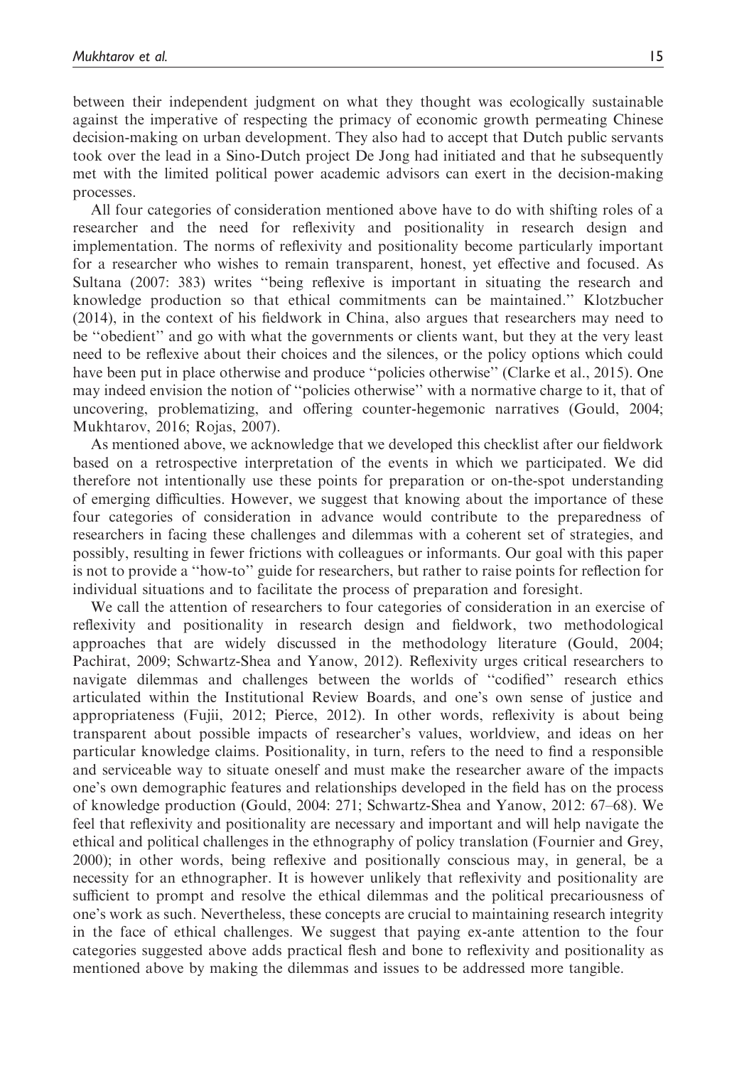between their independent judgment on what they thought was ecologically sustainable against the imperative of respecting the primacy of economic growth permeating Chinese decision-making on urban development. They also had to accept that Dutch public servants took over the lead in a Sino-Dutch project De Jong had initiated and that he subsequently met with the limited political power academic advisors can exert in the decision-making processes.

All four categories of consideration mentioned above have to do with shifting roles of a researcher and the need for reflexivity and positionality in research design and implementation. The norms of reflexivity and positionality become particularly important for a researcher who wishes to remain transparent, honest, yet effective and focused. As Sultana (2007: 383) writes "being reflexive is important in situating the research and knowledge production so that ethical commitments can be maintained." Klotzbucher (2014), in the context of his fieldwork in China, also argues that researchers may need to be "obedient" and go with what the governments or clients want, but they at the very least need to be reflexive about their choices and the silences, or the policy options which could have been put in place otherwise and produce "policies otherwise" (Clarke et al., 2015). One may indeed envision the notion of "policies otherwise" with a normative charge to it, that of uncovering, problematizing, and offering counter-hegemonic narratives (Gould, 2004; Mukhtarov, 2016; Rojas, 2007).

As mentioned above, we acknowledge that we developed this checklist after our fieldwork based on a retrospective interpretation of the events in which we participated. We did therefore not intentionally use these points for preparation or on-the-spot understanding of emerging difficulties. However, we suggest that knowing about the importance of these four categories of consideration in advance would contribute to the preparedness of researchers in facing these challenges and dilemmas with a coherent set of strategies, and possibly, resulting in fewer frictions with colleagues or informants. Our goal with this paper is not to provide a "how-to" guide for researchers, but rather to raise points for reflection for individual situations and to facilitate the process of preparation and foresight.

We call the attention of researchers to four categories of consideration in an exercise of reflexivity and positionality in research design and fieldwork, two methodological approaches that are widely discussed in the methodology literature (Gould, 2004; Pachirat, 2009; Schwartz-Shea and Yanow, 2012). Reflexivity urges critical researchers to navigate dilemmas and challenges between the worlds of "codified" research ethics articulated within the Institutional Review Boards, and one's own sense of justice and appropriateness (Fujii, 2012; Pierce, 2012). In other words, reflexivity is about being transparent about possible impacts of researcher's values, worldview, and ideas on her particular knowledge claims. Positionality, in turn, refers to the need to find a responsible and serviceable way to situate oneself and must make the researcher aware of the impacts one's own demographic features and relationships developed in the field has on the process of knowledge production (Gould, 2004: 271; Schwartz-Shea and Yanow, 2012: 67–68). We feel that reflexivity and positionality are necessary and important and will help navigate the ethical and political challenges in the ethnography of policy translation (Fournier and Grey, 2000); in other words, being reflexive and positionally conscious may, in general, be a necessity for an ethnographer. It is however unlikely that reflexivity and positionality are sufficient to prompt and resolve the ethical dilemmas and the political precariousness of one's work as such. Nevertheless, these concepts are crucial to maintaining research integrity in the face of ethical challenges. We suggest that paying ex-ante attention to the four categories suggested above adds practical flesh and bone to reflexivity and positionality as mentioned above by making the dilemmas and issues to be addressed more tangible.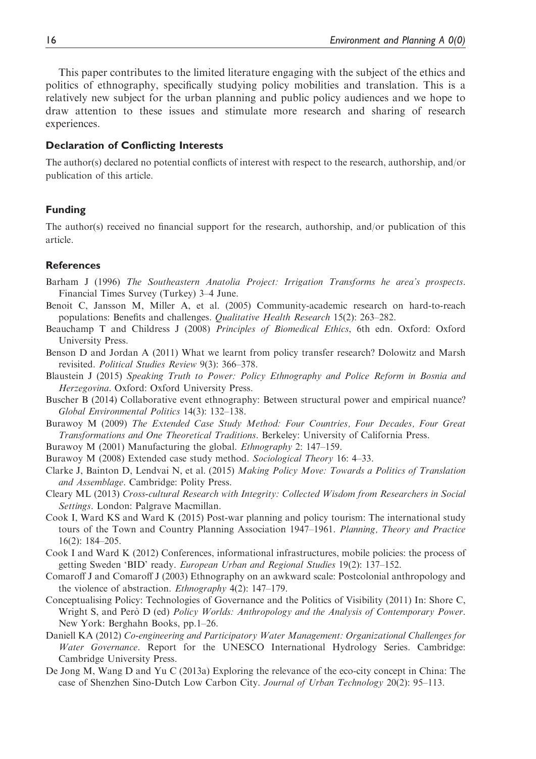This paper contributes to the limited literature engaging with the subject of the ethics and politics of ethnography, specifically studying policy mobilities and translation. This is a relatively new subject for the urban planning and public policy audiences and we hope to draw attention to these issues and stimulate more research and sharing of research experiences.

### Declaration of Conflicting Interests

The author(s) declared no potential conflicts of interest with respect to the research, authorship, and/or publication of this article.

### Funding

The author(s) received no financial support for the research, authorship, and/or publication of this article.

### References

Barham J (1996) *The Southeastern Anatolia Project: Irrigation Transforms he area's prospects*. Financial Times Survey (Turkey) 3–4 June.

Benoit C, Jansson M, Miller A, et al. (2005) Community-academic research on hard-to-reach populations: Benefits and challenges. *Qualitative Health Research* 15(2): 263–282.

Beauchamp T and Childress J (2008) *Principles of Biomedical Ethics*, 6th edn. Oxford: Oxford University Press.

Benson D and Jordan A (2011) What we learnt from policy transfer research? Dolowitz and Marsh revisited. *Political Studies Review* 9(3): 366–378.

Blaustein J (2015) *Speaking Truth to Power: Policy Ethnography and Police Reform in Bosnia and Herzegovina*. Oxford: Oxford University Press.

Buscher B (2014) Collaborative event ethnography: Between structural power and empirical nuance? *Global Environmental Politics* 14(3): 132–138.

Burawoy M (2009) *The Extended Case Study Method: Four Countries, Four Decades, Four Great Transformations and One Theoretical Traditions*. Berkeley: University of California Press.

Burawoy M (2001) Manufacturing the global. *Ethnography* 2: 147–159.

Burawoy M (2008) Extended case study method. *Sociological Theory* 16: 4–33.

Clarke J, Bainton D, Lendvai N, et al. (2015) *Making Policy Move: Towards a Politics of Translation and Assemblage*. Cambridge: Polity Press.

Cleary ML (2013) *Cross-cultural Research with Integrity: Collected Wisdom from Researchers in Social Settings*. London: Palgrave Macmillan.

Cook I, Ward KS and Ward K (2015) Post-war planning and policy tourism: The international study tours of the Town and Country Planning Association 1947–1961. *Planning, Theory and Practice* 16(2): 184–205.

Cook I and Ward K (2012) Conferences, informational infrastructures, mobile policies: the process of getting Sweden 'BID' ready. *European Urban and Regional Studies* 19(2): 137–152.

Comaroff J and Comaroff J (2003) Ethnography on an awkward scale: Postcolonial anthropology and the violence of abstraction. *Ethnography* 4(2): 147–179.

Conceptualising Policy: Technologies of Governance and the Politics of Visibility (2011) In: Shore C, Wright S, and Però D (ed) *Policy Worlds: Anthropology and the Analysis of Contemporary Power*. New York: Berghahn Books, pp.1–26.

Daniell KA (2012) *Co-engineering and Participatory Water Management: Organizational Challenges for Water Governance*. Report for the UNESCO International Hydrology Series. Cambridge: Cambridge University Press.

De Jong M, Wang D and Yu C (2013a) Exploring the relevance of the eco-city concept in China: The case of Shenzhen Sino-Dutch Low Carbon City. *Journal of Urban Technology* 20(2): 95–113.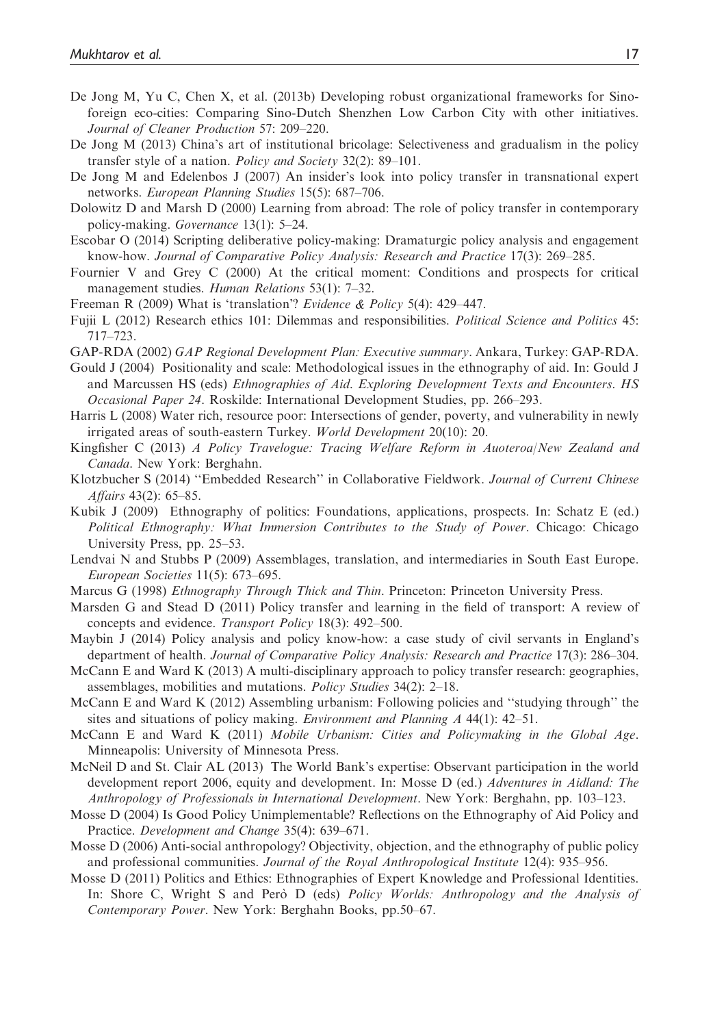De Jong M, Yu C, Chen X, et al. (2013b) Developing robust organizational frameworks for Sino-foreign eco-cities: Comparing Sino-Dutch Shenzhen Low Carbon City with other initiatives. *Journal of Cleaner Production* 57: 209–220.

De Jong M (2013) China's art of institutional bricolage: Selectiveness and gradualism in the policy transfer style of a nation. *Policy and Society* 32(2): 89–101.

De Jong M and Edelenbos J (2007) An insider's look into policy transfer in transnational expert networks. *European Planning Studies* 15(5): 687–706.

Dolowitz D and Marsh D (2000) Learning from abroad: The role of policy transfer in contemporary policy-making. *Governance* 13(1): 5–24.

Escobar O (2014) Scripting deliberative policy-making: Dramaturgic policy analysis and engagement know-how. *Journal of Comparative Policy Analysis: Research and Practice* 17(3): 269–285.

Fournier V and Grey C (2000) At the critical moment: Conditions and prospects for critical management studies. *Human Relations* 53(1): 7–32.

Freeman R (2009) What is 'translation'? *Evidence & Policy* 5(4): 429–447.

Fujii L (2012) Research ethics 101: Dilemmas and responsibilities. *Political Science and Politics* 45: 717–723.

GAP-RDA (2002) *GAP Regional Development Plan: Executive summary*. Ankara, Turkey: GAP-RDA.

Gould J (2004) Positionality and scale: Methodological issues in the ethnography of aid. In: Gould J and Marcussen HS (eds) *Ethnographies of Aid. Exploring Development Texts and Encounters. HS Occasional Paper 24*. Roskilde: International Development Studies, pp. 266–293.

Harris L (2008) Water rich, resource poor: Intersections of gender, poverty, and vulnerability in newly irrigated areas of south-eastern Turkey. *World Development* 20(10): 20.

Kingfisher C (2013) *A Policy Travelogue: Tracing Welfare Reform in Auoteroa/New Zealand and Canada*. New York: Berghahn.

Klotzbucher S (2014) ''Embedded Research'' in Collaborative Fieldwork. *Journal of Current Chinese Affairs* 43(2): 65–85.

Kubik J (2009) Ethnography of politics: Foundations, applications, prospects. In: Schatz E (ed.) *Political Ethnography: What Immersion Contributes to the Study of Power*. Chicago: Chicago University Press, pp. 25–53.

Lendvai N and Stubbs P (2009) Assemblages, translation, and intermediaries in South East Europe. *European Societies* 11(5): 673–695.

Marcus G (1998) *Ethnography Through Thick and Thin*. Princeton: Princeton University Press.

Marsden G and Stead D (2011) Policy transfer and learning in the field of transport: A review of concepts and evidence. *Transport Policy* 18(3): 492–500.

Maybin J (2014) Policy analysis and policy know-how: a case study of civil servants in England's department of health. *Journal of Comparative Policy Analysis: Research and Practice* 17(3): 286–304.

McCann E and Ward K (2013) A multi-disciplinary approach to policy transfer research: geographies, assemblages, mobilities and mutations. *Policy Studies* 34(2): 2–18.

McCann E and Ward K (2012) Assembling urbanism: Following policies and ''studying through'' the sites and situations of policy making. *Environment and Planning A* 44(1): 42–51.

McCann E and Ward K (2011) *Mobile Urbanism: Cities and Policymaking in the Global Age*. Minneapolis: University of Minnesota Press.

McNeil D and St. Clair AL (2013) The World Bank's expertise: Observant participation in the world development report 2006, equity and development. In: Mosse D (ed.) *Adventures in Aidland: The Anthropology of Professionals in International Development*. New York: Berghahn, pp. 103–123.

Mosse D (2004) Is Good Policy Unimplementable? Reflections on the Ethnography of Aid Policy and Practice. *Development and Change* 35(4): 639–671.

Mosse D (2006) Anti-social anthropology? Objectivity, objection, and the ethnography of public policy and professional communities. *Journal of the Royal Anthropological Institute* 12(4): 935–956.

Mosse D (2011) Politics and Ethics: Ethnographies of Expert Knowledge and Professional Identities. In: Shore C, Wright S and Però D (eds) *Policy Worlds: Anthropology and the Analysis of Contemporary Power*. New York: Berghahn Books, pp.50–67.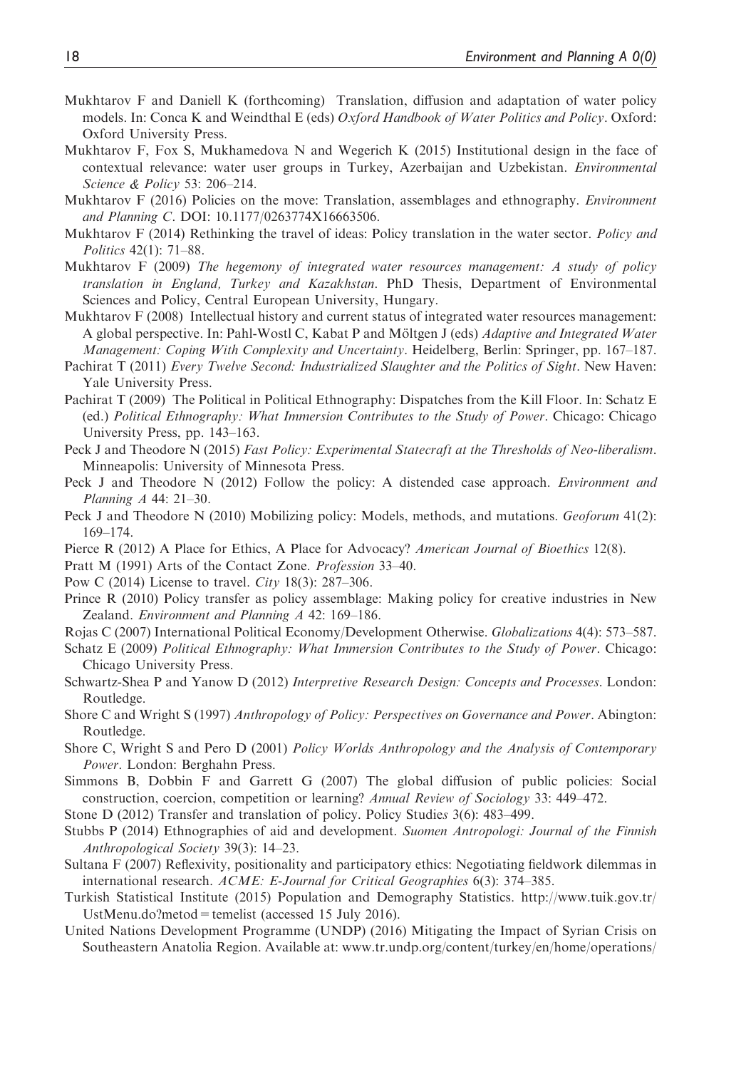Mukhtarov F and Daniell K (forthcoming) Translation, diffusion and adaptation of water policy models. In: Conca K and Weindthal E (eds) *Oxford Handbook of Water Politics and Policy*. Oxford: Oxford University Press.

Mukhtarov F, Fox S, Mukhamedova N and Wegerich K (2015) Institutional design in the face of contextual relevance: water user groups in Turkey, Azerbaijan and Uzbekistan. *Environmental Science & Policy* 53: 206–214.

Mukhtarov F (2016) Policies on the move: Translation, assemblages and ethnography. *Environment and Planning C*. DOI: 10.1177/0263774X16663506.

Mukhtarov F (2014) Rethinking the travel of ideas: Policy translation in the water sector. *Policy and Politics* 42(1): 71–88.

Mukhtarov F (2009) *The hegemony of integrated water resources management: A study of policy translation in England, Turkey and Kazakhstan*. PhD Thesis, Department of Environmental Sciences and Policy, Central European University, Hungary.

Mukhtarov F (2008) Intellectual history and current status of integrated water resources management: A global perspective. In: Pahl-Wostl C, Kabat P and Möltgen J (eds) *Adaptive and Integrated Water Management: Coping With Complexity and Uncertainty*. Heidelberg, Berlin: Springer, pp. 167–187.

Pachirat T (2011) *Every Twelve Second: Industrialized Slaughter and the Politics of Sight*. New Haven: Yale University Press.

Pachirat T (2009) The Political in Political Ethnography: Dispatches from the Kill Floor. In: Schatz E (ed.) *Political Ethnography: What Immersion Contributes to the Study of Power*. Chicago: Chicago University Press, pp. 143–163.

Peck J and Theodore N (2015) *Fast Policy: Experimental Statecraft at the Thresholds of Neo-liberalism*. Minneapolis: University of Minnesota Press.

Peck J and Theodore N (2012) Follow the policy: A distended case approach. *Environment and Planning A* 44: 21–30.

Peck J and Theodore N (2010) Mobilizing policy: Models, methods, and mutations. *Geoforum* 41(2): 169–174.

Pierce R (2012) A Place for Ethics, A Place for Advocacy? *American Journal of Bioethics* 12(8).

Pratt M (1991) Arts of the Contact Zone. *Profession* 33–40.

Pow C (2014) License to travel. *City* 18(3): 287–306.

Prince R (2010) Policy transfer as policy assemblage: Making policy for creative industries in New Zealand. *Environment and Planning A* 42: 169–186.

Rojas C (2007) International Political Economy/Development Otherwise. *Globalizations* 4(4): 573–587.

Schatz E (2009) *Political Ethnography: What Immersion Contributes to the Study of Power*. Chicago: Chicago University Press.

Schwartz-Shea P and Yanow D (2012) *Interpretive Research Design: Concepts and Processes*. London: Routledge.

Shore C and Wright S (1997) *Anthropology of Policy: Perspectives on Governance and Power*. Abington: Routledge.

Shore C, Wright S and Pero D (2001) *Policy Worlds Anthropology and the Analysis of Contemporary Power*. London: Berghahn Press.

Simmons B, Dobbin F and Garrett G (2007) The global diffusion of public policies: Social construction, coercion, competition or learning? *Annual Review of Sociology* 33: 449–472.

Stone D (2012) Transfer and translation of policy. Policy Studie*s* 3(6): 483–499.

Stubbs P (2014) Ethnographies of aid and development. *Suomen Antropologi: Journal of the Finnish Anthropological Society* 39(3): 14–23.

Sultana F (2007) Reflexivity, positionality and participatory ethics: Negotiating fieldwork dilemmas in international research. *ACME: E-Journal for Critical Geographies* 6(3): 374–385.

Turkish Statistical Institute (2015) Population and Demography Statistics. http://www.tuik.gov.tr/UstMenu.do?metod = temelist (accessed 15 July 2016).

United Nations Development Programme (UNDP) (2016) Mitigating the Impact of Syrian Crisis on Southeastern Anatolia Region. Available at: www.tr.undp.org/content/turkey/en/home/operations/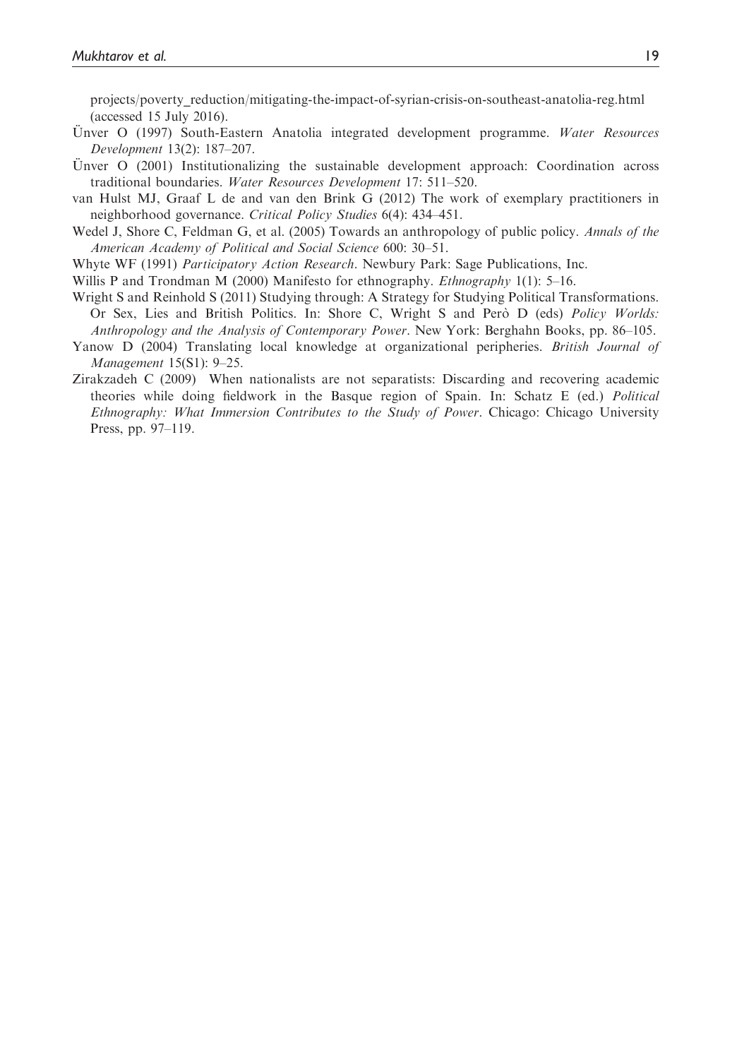projects/poverty_reduction/mitigating-the-impact-of-syrian-crisis-on-southeast-anatolia-reg.html (accessed 15 July 2016).

Ünver O (1997) South-Eastern Anatolia integrated development programme. *Water Resources Development* 13(2): 187–207.

Ünver O (2001) Institutionalizing the sustainable development approach: Coordination across traditional boundaries. *Water Resources Development* 17: 511–520.

van Hulst MJ, Graaf L de and van den Brink G (2012) The work of exemplary practitioners in neighborhood governance. *Critical Policy Studies* 6(4): 434–451.

Wedel J, Shore C, Feldman G, et al. (2005) Towards an anthropology of public policy. *Annals of the American Academy of Political and Social Science* 600: 30–51.

Whyte WF (1991) *Participatory Action Research*. Newbury Park: Sage Publications, Inc.

Willis P and Trondman M (2000) Manifesto for ethnography. *Ethnography* 1(1): 5–16.

Wright S and Reinhold S (2011) Studying through: A Strategy for Studying Political Transformations. Or Sex, Lies and British Politics. In: Shore C, Wright S and Però D (eds) *Policy Worlds: Anthropology and the Analysis of Contemporary Power*. New York: Berghahn Books, pp. 86–105.

Yanow D (2004) Translating local knowledge at organizational peripheries. *British Journal of Management* 15(S1): 9–25.

Zirakzadeh C (2009) When nationalists are not separatists: Discarding and recovering academic theories while doing fieldwork in the Basque region of Spain. In: Schatz E (ed.) *Political Ethnography: What Immersion Contributes to the Study of Power*. Chicago: Chicago University Press, pp. 97–119.